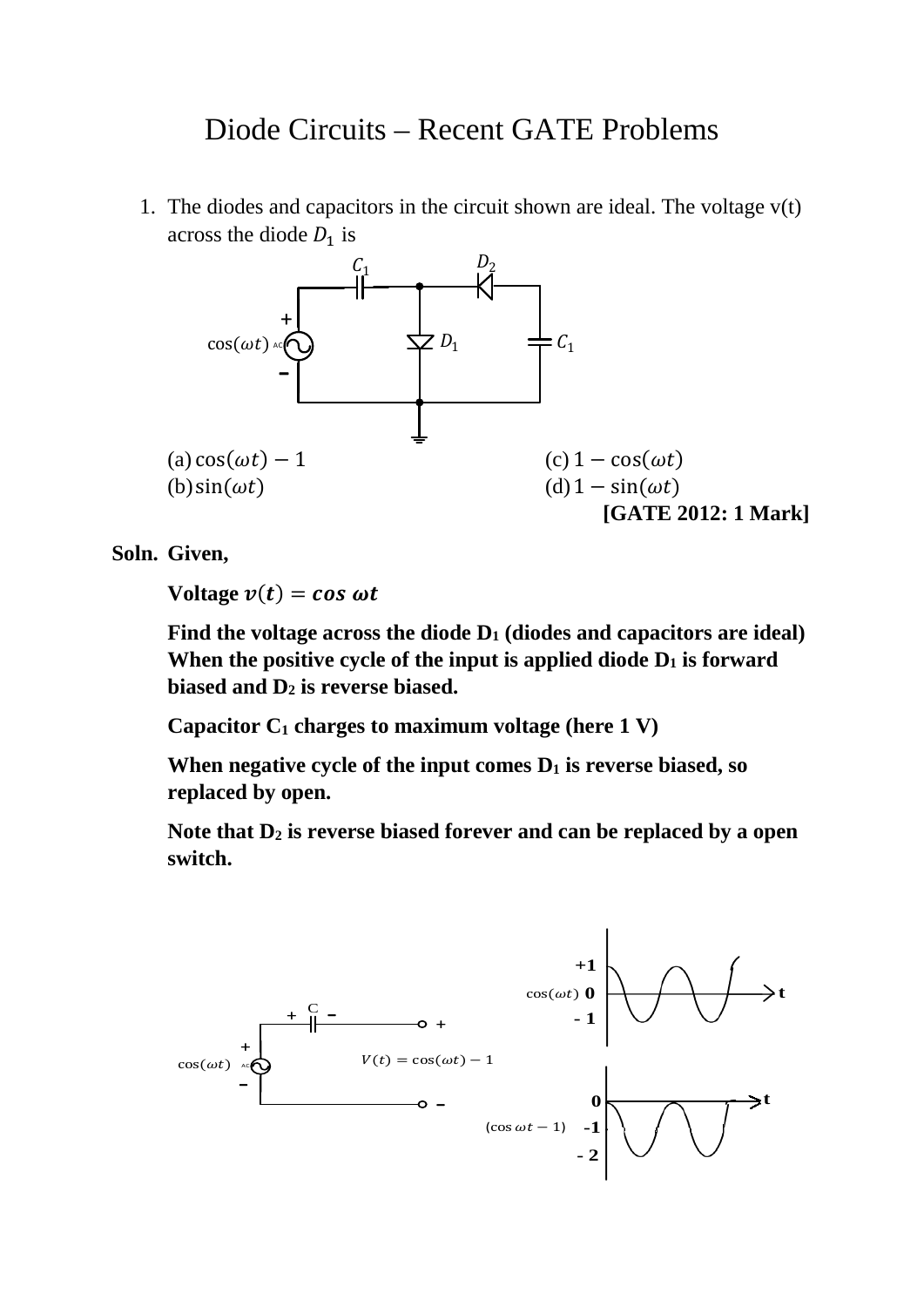# Diode Circuits – Recent GATE Problems

1. The diodes and capacitors in the circuit shown are ideal. The voltage v(t) across the diode $D_1$ is

   (a) $\cos(\omega t) - 1$
   (b) $\sin(\omega t)$
   (c) $1 - \cos(\omega t)$
   (d) $1 - \sin(\omega t)$

   **[GATE 2012: 1 Mark]**

**Soln. Given,**

**Voltage $v(t) = \cos \omega t$**

**Find the voltage across the diode $D_1$ (diodes and capacitors are ideal) When the positive cycle of the input is applied diode $D_1$ is forward biased and $D_2$ is reverse biased.**

**Capacitor $C_1$ charges to maximum voltage (here 1 V)**

**When negative cycle of the input comes $D_1$ is reverse biased, so replaced by open.**

**Note that $D_2$ is reverse biased forever and can be replaced by a open switch.**

$V(t) = \cos(\omega t) - 1$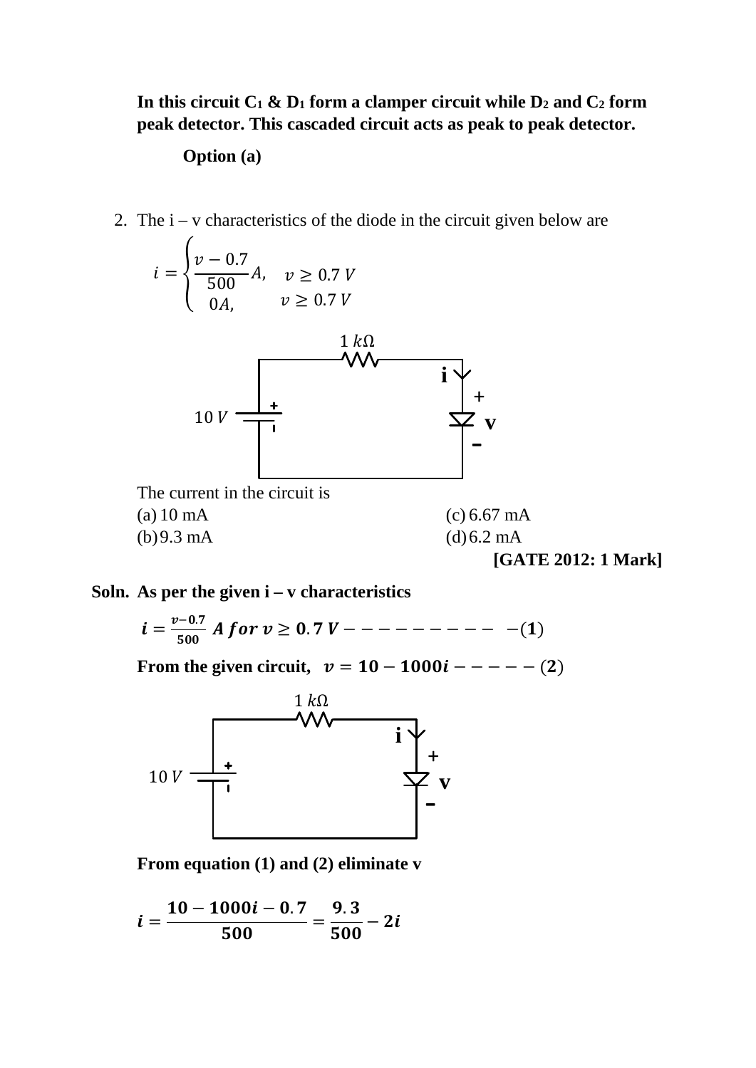**In this circuit $C_1$ & $D_1$ form a clamper circuit while $D_2$ and $C_2$ form peak detector. This cascaded circuit acts as peak to peak detector.**

**Option (a)**

2. The i – v characteristics of the diode in the circuit given below are

$$i = \begin{cases} \frac{v - 0.7}{500} A, & v \geq 0.7\ V \\ 0A, & v \geq 0.7\ V \end{cases}$$

The current in the circuit is

(a) 10 mA

(b) 9.3 mA

(c) 6.67 mA

(d) 6.2 mA

**[GATE 2012: 1 Mark]**

**Soln. As per the given i – v characteristics**

$$\boldsymbol{i = \frac{v - 0.7}{500}\ A\ for\ v \geq 0.7\ V - - - - - - - - - \ -(1)}$$

**From the given circuit,** $\boldsymbol{v = 10 - 1000i - - - - - (2)}$

**From equation (1) and (2) eliminate v**

$$\boldsymbol{i = \frac{10 - 1000i - 0.7}{500} = \frac{9.3}{500} - 2i}$$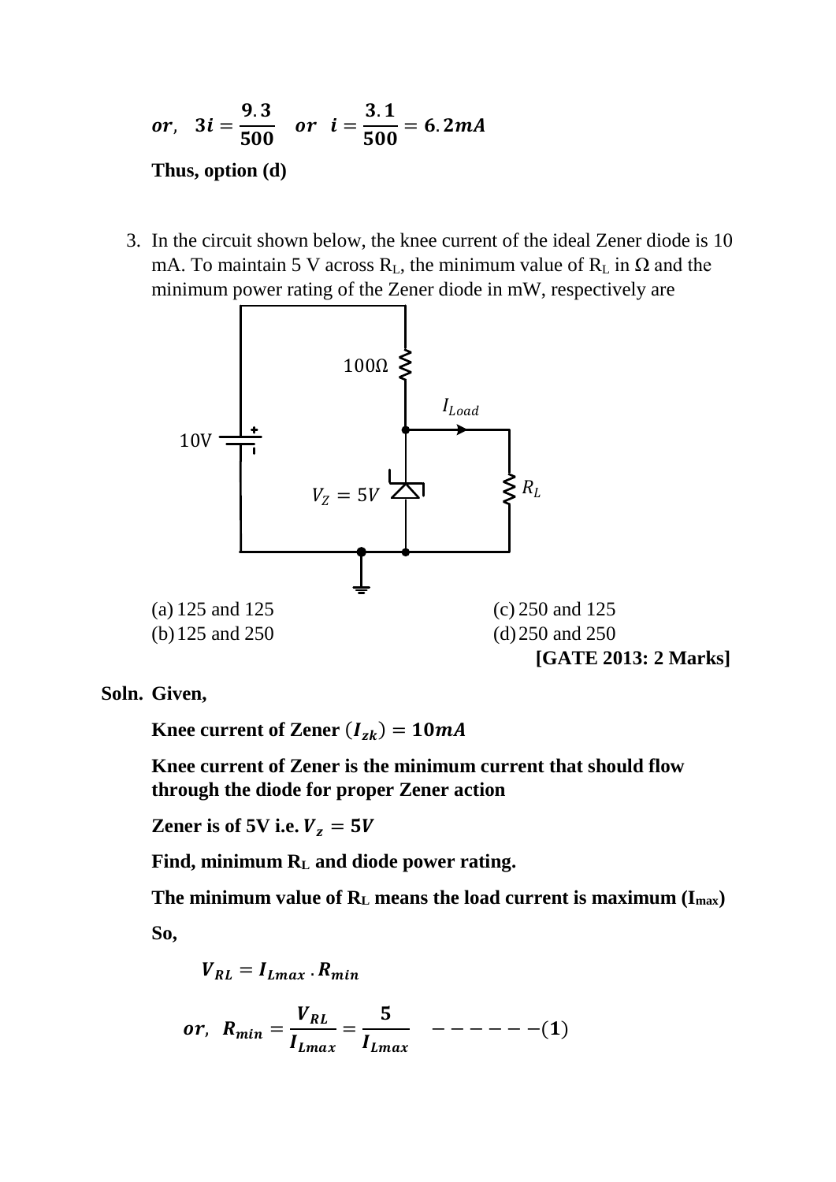$$or, \quad 3i = \frac{9.3}{500} \quad or \quad i = \frac{3.1}{500} = 6.2mA$$

**Thus, option (d)**

3. In the circuit shown below, the knee current of the ideal Zener diode is 10 mA. To maintain 5 V across $R_L$, the minimum value of $R_L$ in Ω and the minimum power rating of the Zener diode in mW, respectively are

(a) 125 and 125

(b) 125 and 250

(c) 250 and 125

(d) 250 and 250

**[GATE 2013: 2 Marks]**

**Soln. Given,**

**Knee current of Zener $(I_{zk}) = 10mA$**

**Knee current of Zener is the minimum current that should flow through the diode for proper Zener action**

**Zener is of 5V i.e. $V_z = 5V$**

**Find, minimum $R_L$ and diode power rating.**

**The minimum value of $R_L$ means the load current is maximum ($I_{max}$)**

**So,**

$$V_{RL} = I_{Lmax} \cdot R_{min}$$

$$or, \quad R_{min} = \frac{V_{RL}}{I_{Lmax}} = \frac{5}{I_{Lmax}} \quad ------(1)$$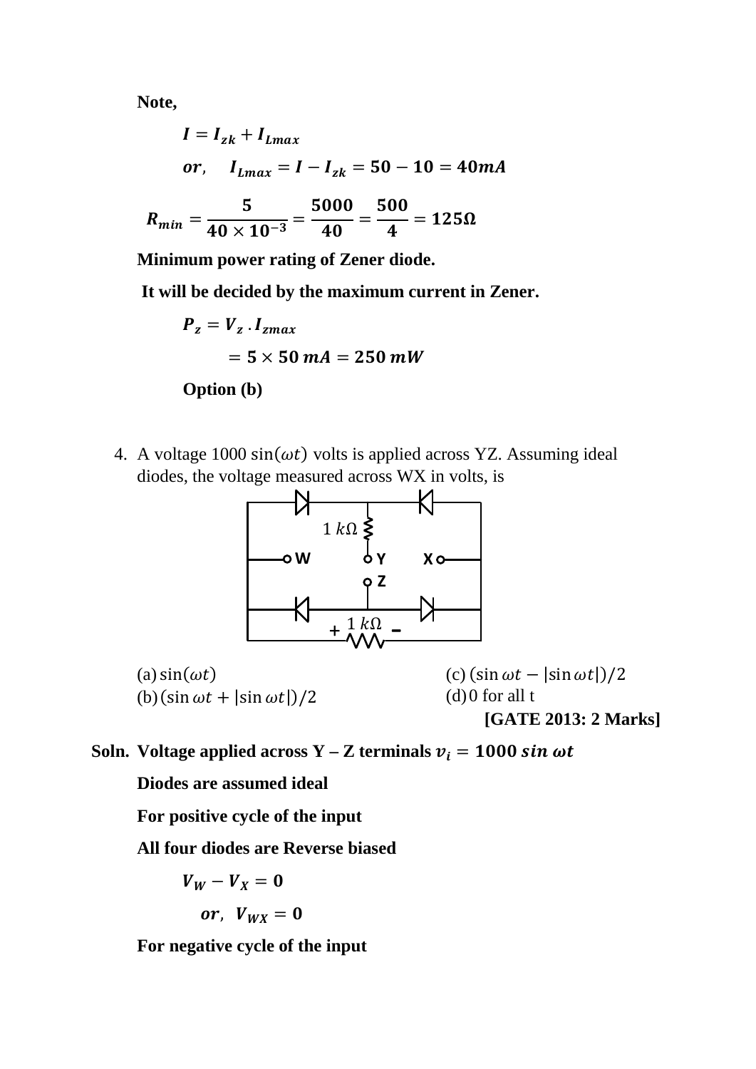**Note,**

$$I = I_{zk} + I_{Lmax}$$

$$or, \quad I_{Lmax} = I - I_{zk} = 50 - 10 = 40mA$$

$$R_{min} = \frac{5}{40 \times 10^{-3}} = \frac{5000}{40} = \frac{500}{4} = 125\Omega$$

**Minimum power rating of Zener diode.**

**It will be decided by the maximum current in Zener.**

$$P_z = V_z \cdot I_{zmax}$$

$$= 5 \times 50\, mA = 250\, mW$$

**Option (b)**

4. A voltage $1000 \sin(\omega t)$ volts is applied across YZ. Assuming ideal diodes, the voltage measured across WX in volts, is

(a) $\sin(\omega t)$

(b) $(\sin \omega t + |\sin \omega t|)/2$

(c) $(\sin \omega t - |\sin \omega t|)/2$

(d) 0 for all t

**[GATE 2013: 2 Marks]**

**Soln.** **Voltage applied across Y – Z terminals** $v_i = 1000\, sin\, \omega t$

**Diodes are assumed ideal**

**For positive cycle of the input**

**All four diodes are Reverse biased**

$$V_W - V_X = 0$$

$$or, \; V_{WX} = 0$$

**For negative cycle of the input**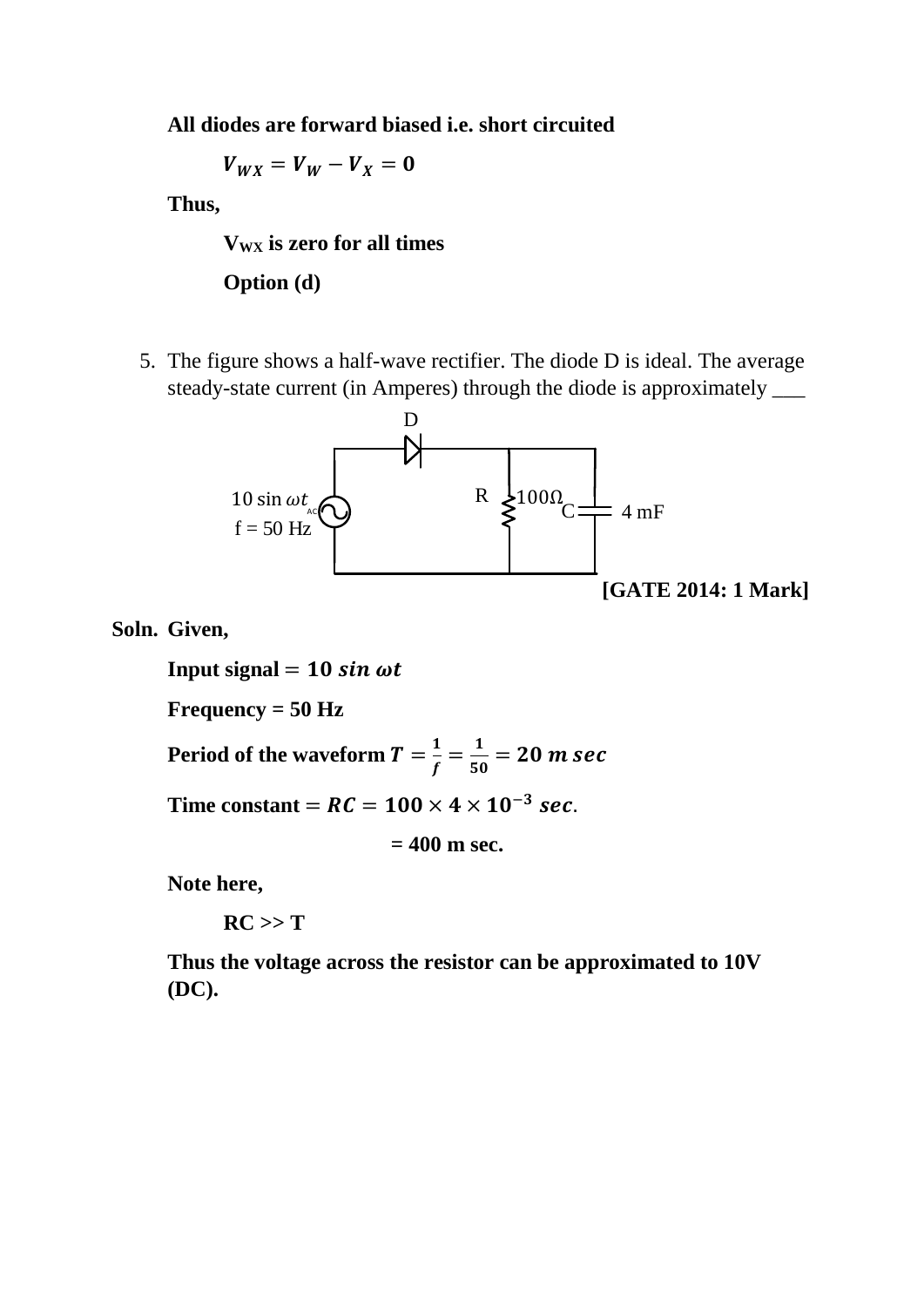**All diodes are forward biased i.e. short circuited**

$$V_{WX} = V_W - V_X = 0$$

**Thus,**

**$V_{WX}$ is zero for all times**

**Option (d)**

5. The figure shows a half-wave rectifier. The diode D is ideal. The average steady-state current (in Amperes) through the diode is approximately ___

D

$10 \sin \omega t$
f = 50 Hz

R 100Ω C 4 mF

**[GATE 2014: 1 Mark]**

**Soln. Given,**

**Input signal $= 10 \sin \omega t$**

**Frequency = 50 Hz**

**Period of the waveform $T = \frac{1}{f} = \frac{1}{50} = 20\ m\,sec$**

**Time constant $= RC = 100 \times 4 \times 10^{-3}\ sec.$**

**= 400 m sec.**

**Note here,**

**RC >> T**

**Thus the voltage across the resistor can be approximated to 10V (DC).**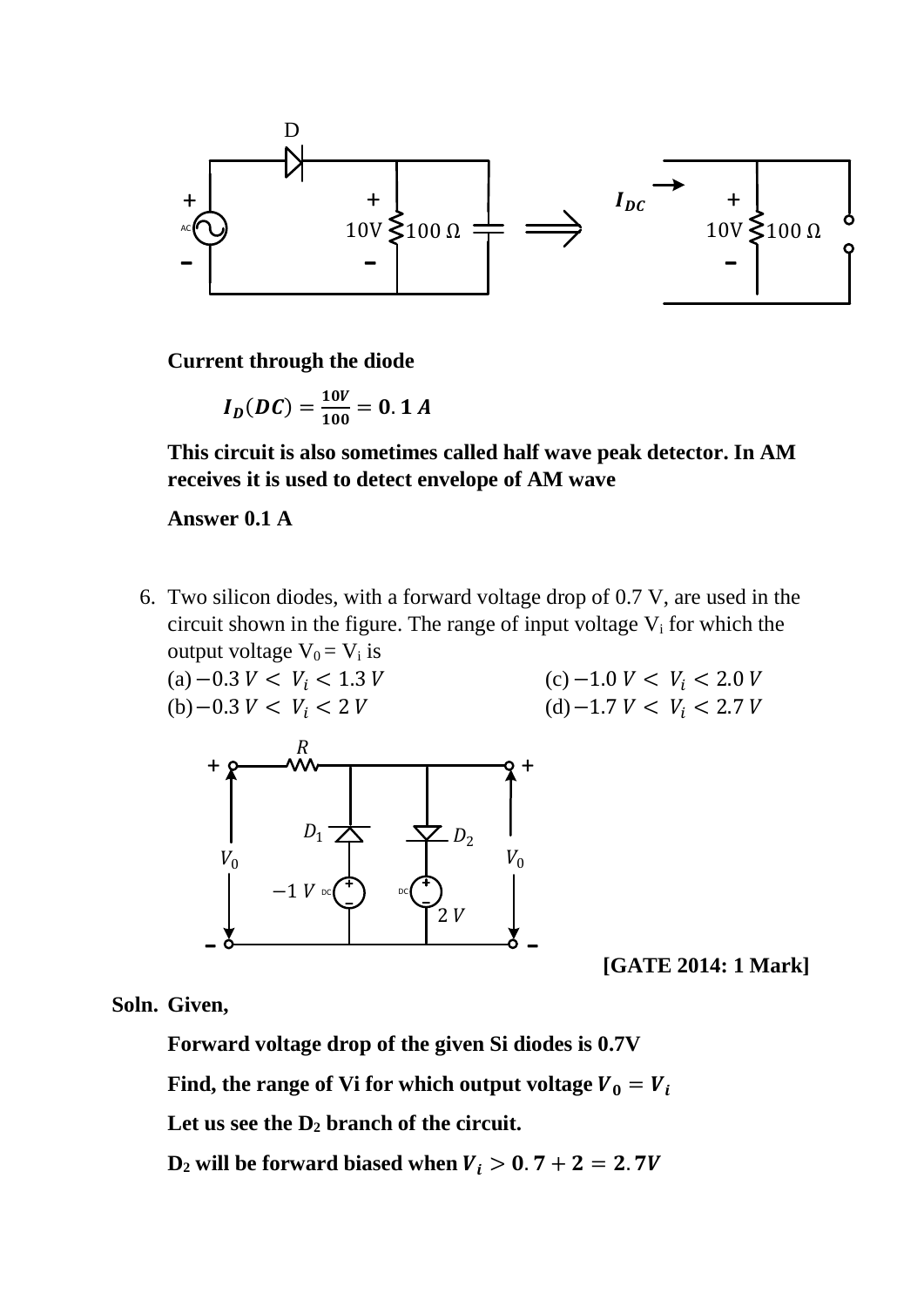**Current through the diode**

$$I_D(DC) = \frac{10V}{100} = 0.1\,A$$

**This circuit is also sometimes called half wave peak detector. In AM receives it is used to detect envelope of AM wave**

**Answer 0.1 A**

6. Two silicon diodes, with a forward voltage drop of 0.7 V, are used in the circuit shown in the figure. The range of input voltage $V_i$ for which the output voltage $V_0 = V_i$ is

   (a) $-0.3\,V < V_i < 1.3\,V$

   (b) $-0.3\,V < V_i < 2\,V$

   (c) $-1.0\,V < V_i < 2.0\,V$

   (d) $-1.7\,V < V_i < 2.7\,V$

**[GATE 2014: 1 Mark]**

**Soln. Given,**

**Forward voltage drop of the given Si diodes is 0.7V**

**Find, the range of Vi for which output voltage $V_0 = V_i$**

**Let us see the $D_2$ branch of the circuit.**

**$D_2$ will be forward biased when $V_i > 0.7 + 2 = 2.7V$**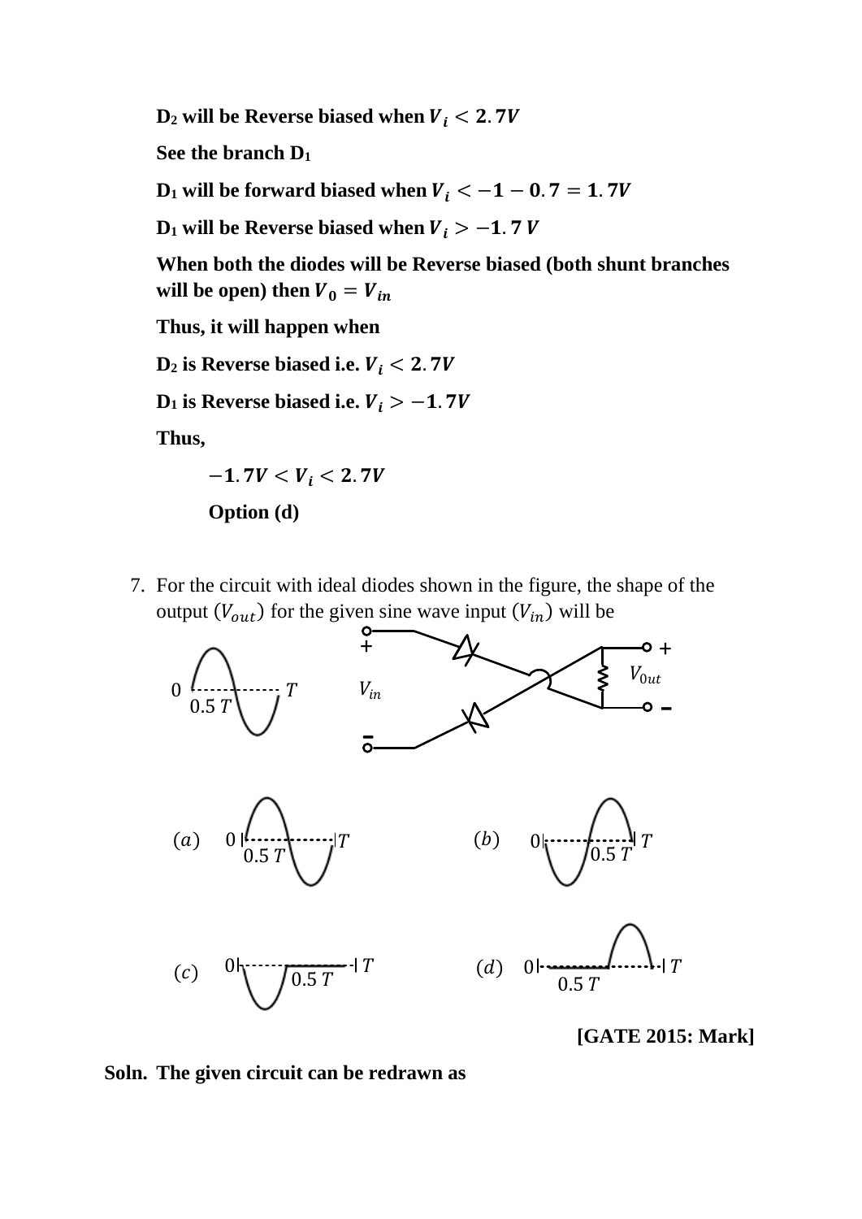**$D_2$ will be Reverse biased when $V_i < 2.7V$**

**See the branch $D_1$**

**$D_1$ will be forward biased when $V_i < -1 - 0.7 = 1.7V$**

**$D_1$ will be Reverse biased when $V_i > -1.7\ V$**

**When both the diodes will be Reverse biased (both shunt branches will be open) then $V_0 = V_{in}$**

**Thus, it will happen when**

**$D_2$ is Reverse biased i.e. $V_i < 2.7V$**

**$D_1$ is Reverse biased i.e. $V_i > -1.7V$**

**Thus,**

$$-1.7V < V_i < 2.7V$$

**Option (d)**

7. For the circuit with ideal diodes shown in the figure, the shape of the output ($V_{out}$) for the given sine wave input ($V_{in}$) will be

(a) (b) (c) (d)

**[GATE 2015: Mark]**

**Soln. The given circuit can be redrawn as**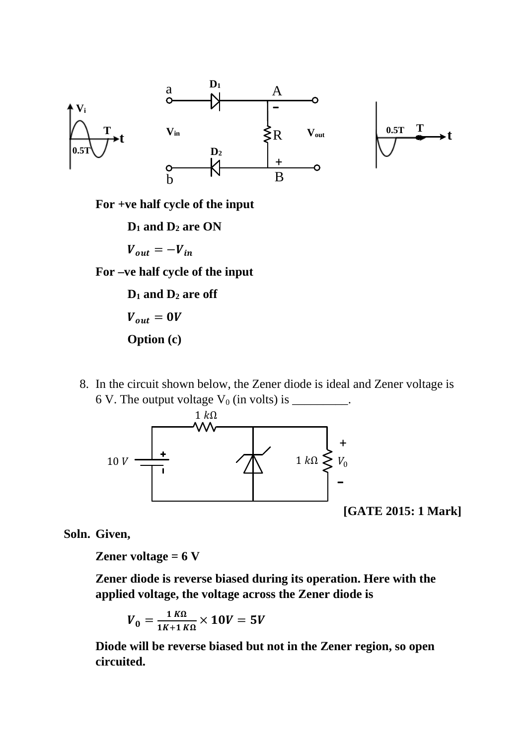**For +ve half cycle of the input**

**$D_1$ and $D_2$ are ON**

$V_{out} = -V_{in}$

**For –ve half cycle of the input**

**$D_1$ and $D_2$ are off**

$V_{out} = 0V$

**Option (c)**

8. In the circuit shown below, the Zener diode is ideal and Zener voltage is 6 V. The output voltage $V_0$ (in volts) is _________.

**[GATE 2015: 1 Mark]**

**Soln. Given,**

**Zener voltage = 6 V**

**Zener diode is reverse biased during its operation. Here with the applied voltage, the voltage across the Zener diode is**

$$V_0 = \frac{1\,K\Omega}{1K + 1\,K\Omega} \times 10V = 5V$$

**Diode will be reverse biased but not in the Zener region, so open circuited.**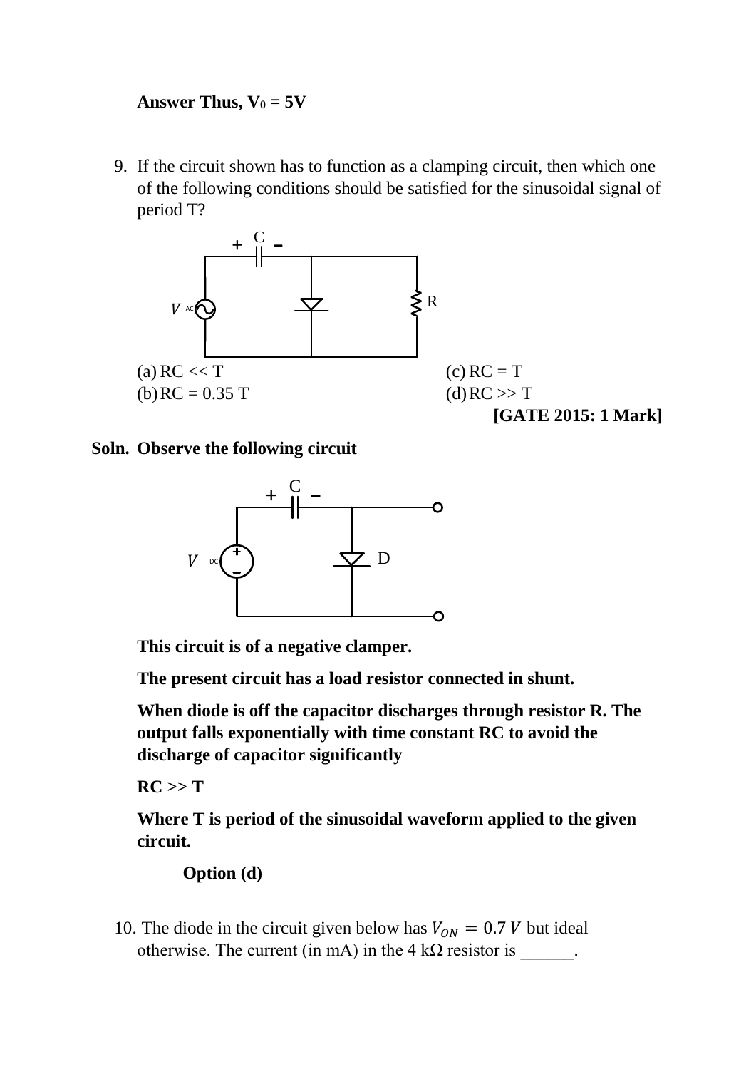**Answer Thus, $V_0 = 5V$**

9. If the circuit shown has to function as a clamping circuit, then which one of the following conditions should be satisfied for the sinusoidal signal of period T?

(a) RC << T
(b) RC = 0.35 T
(c) RC = T
(d) RC >> T

**[GATE 2015: 1 Mark]**

**Soln. Observe the following circuit**

**This circuit is of a negative clamper.**

**The present circuit has a load resistor connected in shunt.**

**When diode is off the capacitor discharges through resistor R. The output falls exponentially with time constant RC to avoid the discharge of capacitor significantly**

**RC >> T**

**Where T is period of the sinusoidal waveform applied to the given circuit.**

**Option (d)**

10. The diode in the circuit given below has $V_{ON} = 0.7\,V$ but ideal otherwise. The current (in mA) in the 4 kΩ resistor is ______.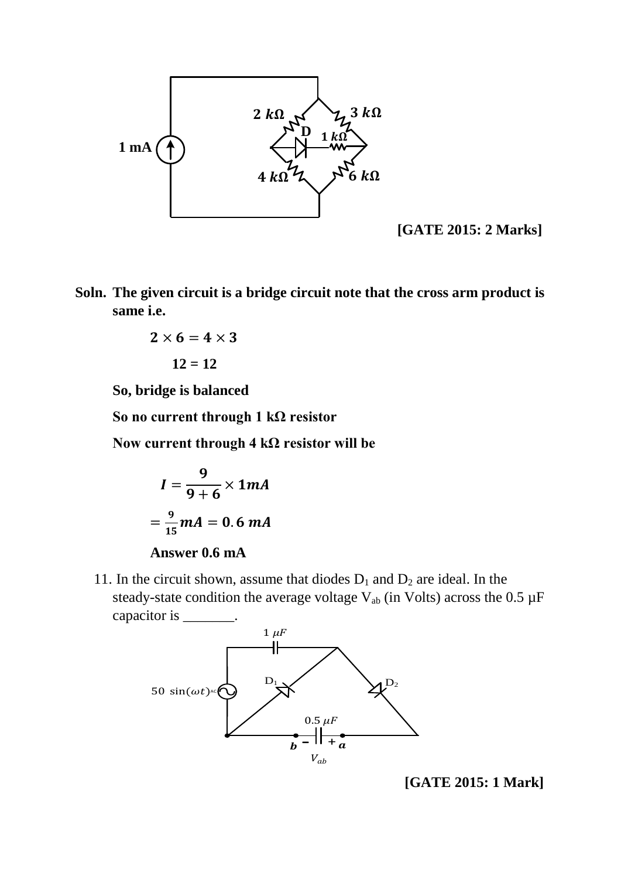**[GATE 2015: 2 Marks]**

**Soln.** **The given circuit is a bridge circuit note that the cross arm product is same i.e.**

$$2 \times 6 = 4 \times 3$$

$$12 = 12$$

**So, bridge is balanced**

**So no current through 1 kΩ resistor**

**Now current through 4 kΩ resistor will be**

$$I = \frac{9}{9+6} \times 1mA$$

$$= \frac{9}{15} mA = 0.6\ mA$$

**Answer 0.6 mA**

11. In the circuit shown, assume that diodes $D_1$ and $D_2$ are ideal. In the steady-state condition the average voltage $V_{ab}$ (in Volts) across the 0.5 μF capacitor is _______.

**[GATE 2015: 1 Mark]**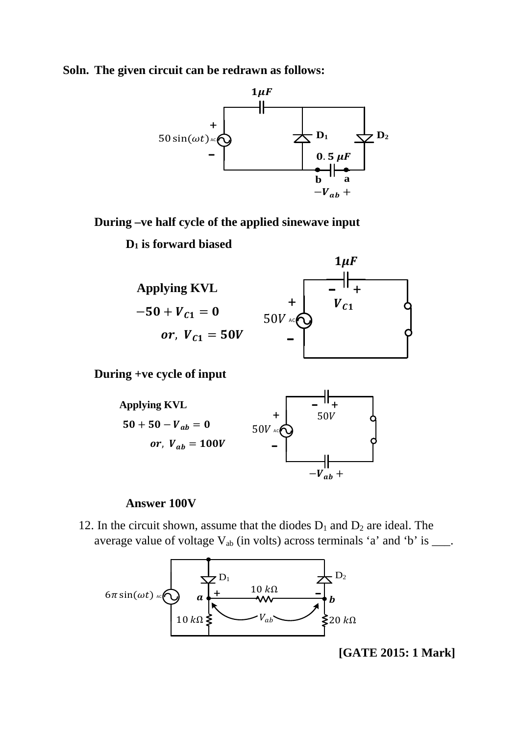**Soln. The given circuit can be redrawn as follows:**

**During –ve half cycle of the applied sinewave input**

**$D_1$ is forward biased**

**Applying KVL**

$$-50 + V_{C1} = 0$$

$$or,\ V_{C1} = 50V$$

**During +ve cycle of input**

**Applying KVL**

$$50 + 50 - V_{ab} = 0$$

$$or,\ V_{ab} = 100V$$

**Answer 100V**

12. In the circuit shown, assume that the diodes $D_1$ and $D_2$ are ideal. The average value of voltage $V_{ab}$ (in volts) across terminals 'a' and 'b' is ___.

**[GATE 2015: 1 Mark]**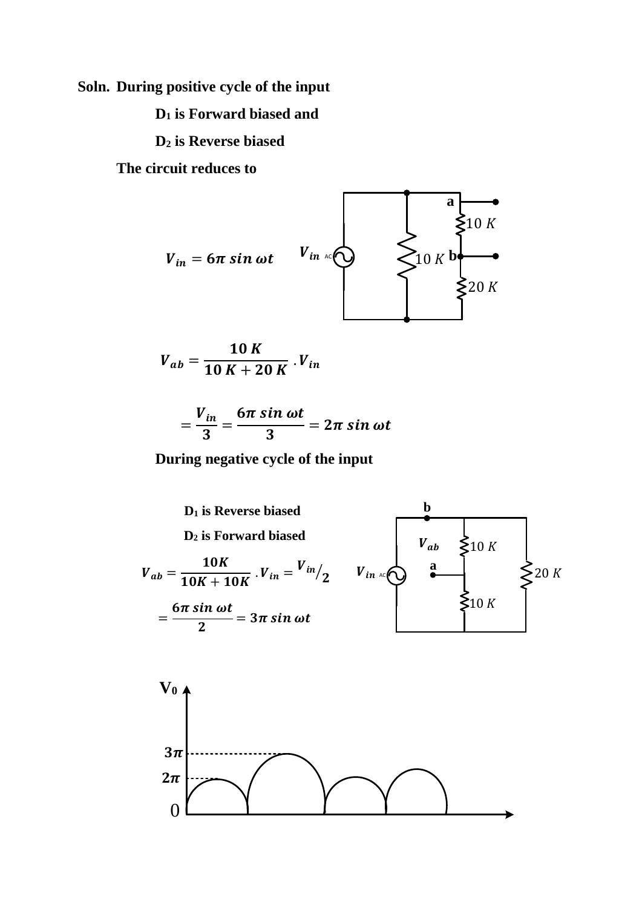**Soln.** **During positive cycle of the input**

**$D_1$ is Forward biased and**

**$D_2$ is Reverse biased**

**The circuit reduces to**

$$V_{in} = 6\pi \sin \omega t$$

$$V_{ab} = \frac{10\,K}{10\,K + 20\,K} \cdot V_{in}$$

$$= \frac{V_{in}}{3} = \frac{6\pi \sin \omega t}{3} = 2\pi \sin \omega t$$

**During negative cycle of the input**

**$D_1$ is Reverse biased**

**$D_2$ is Forward biased**

$$V_{ab} = \frac{10K}{10K + 10K} \cdot V_{in} = {V_{in}}/{2}$$

$$= \frac{6\pi \sin \omega t}{2} = 3\pi \sin \omega t$$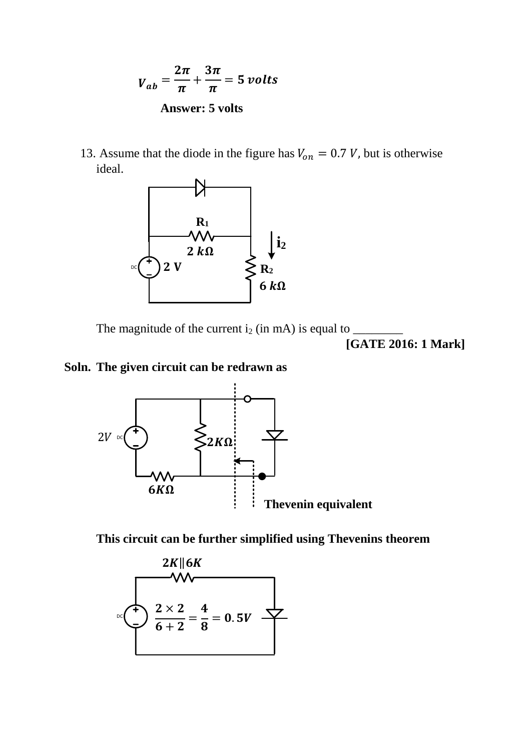$$V_{ab} = \frac{2\pi}{\pi} + \frac{3\pi}{\pi} = 5\ volts$$

**Answer: 5 volts**

13. Assume that the diode in the figure has $V_{on} = 0.7\ V$, but is otherwise ideal.

The magnitude of the current $i_2$ (in mA) is equal to ________

**[GATE 2016: 1 Mark]**

**Soln. The given circuit can be redrawn as**

**Thevenin equivalent**

**This circuit can be further simplified using Thevenins theorem**

$$2K \| 6K$$

$$\frac{2 \times 2}{6 + 2} = \frac{4}{8} = 0.5V$$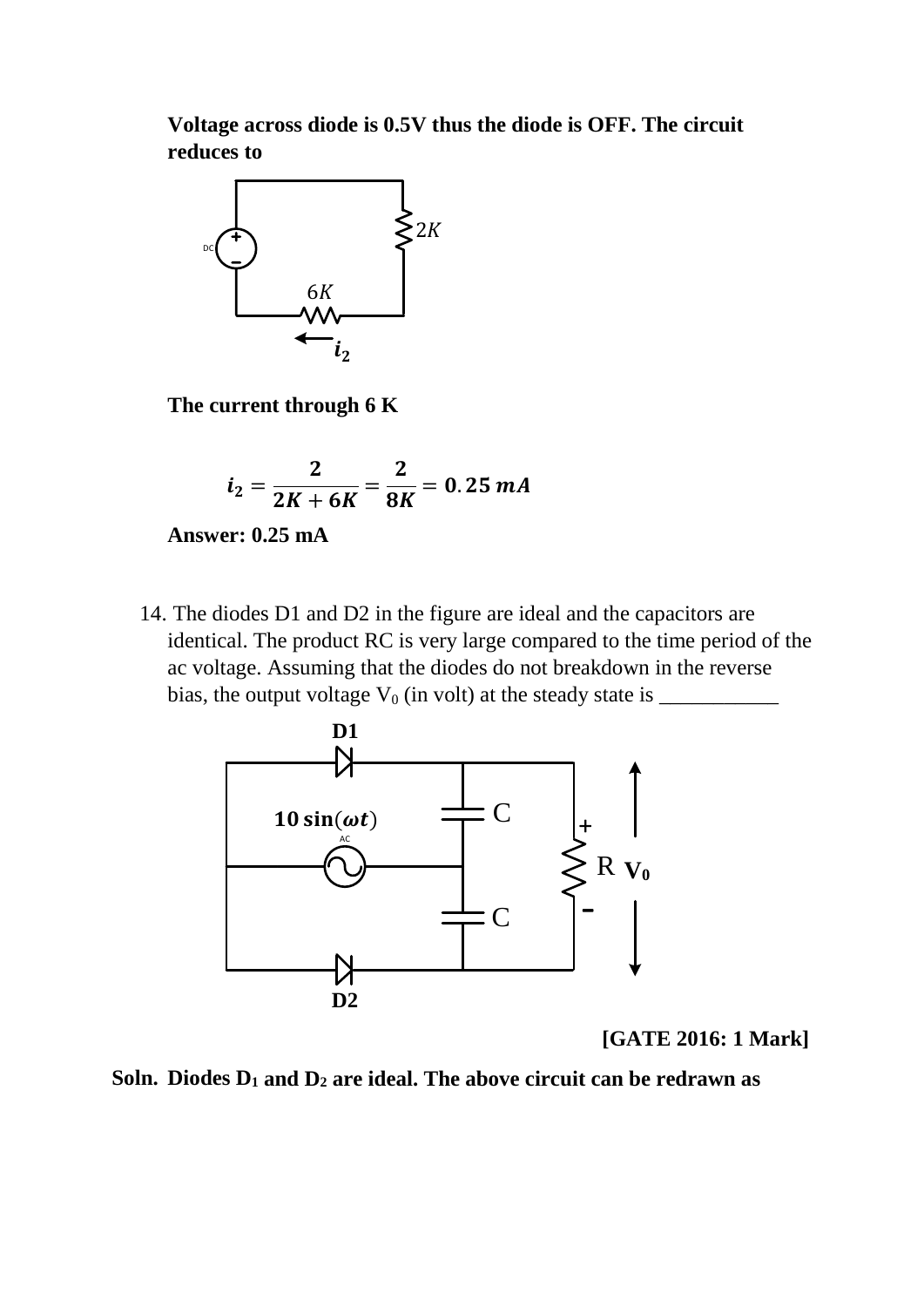**Voltage across diode is 0.5V thus the diode is OFF. The circuit reduces to**

**The current through 6 K**

$$i_2 = \frac{2}{2K + 6K} = \frac{2}{8K} = 0.25\ mA$$

**Answer: 0.25 mA**

14. The diodes D1 and D2 in the figure are ideal and the capacitors are identical. The product RC is very large compared to the time period of the ac voltage. Assuming that the diodes do not breakdown in the reverse bias, the output voltage $V_0$ (in volt) at the steady state is ___________

**[GATE 2016: 1 Mark]**

**Soln.** **Diodes $D_1$ and $D_2$ are ideal. The above circuit can be redrawn as**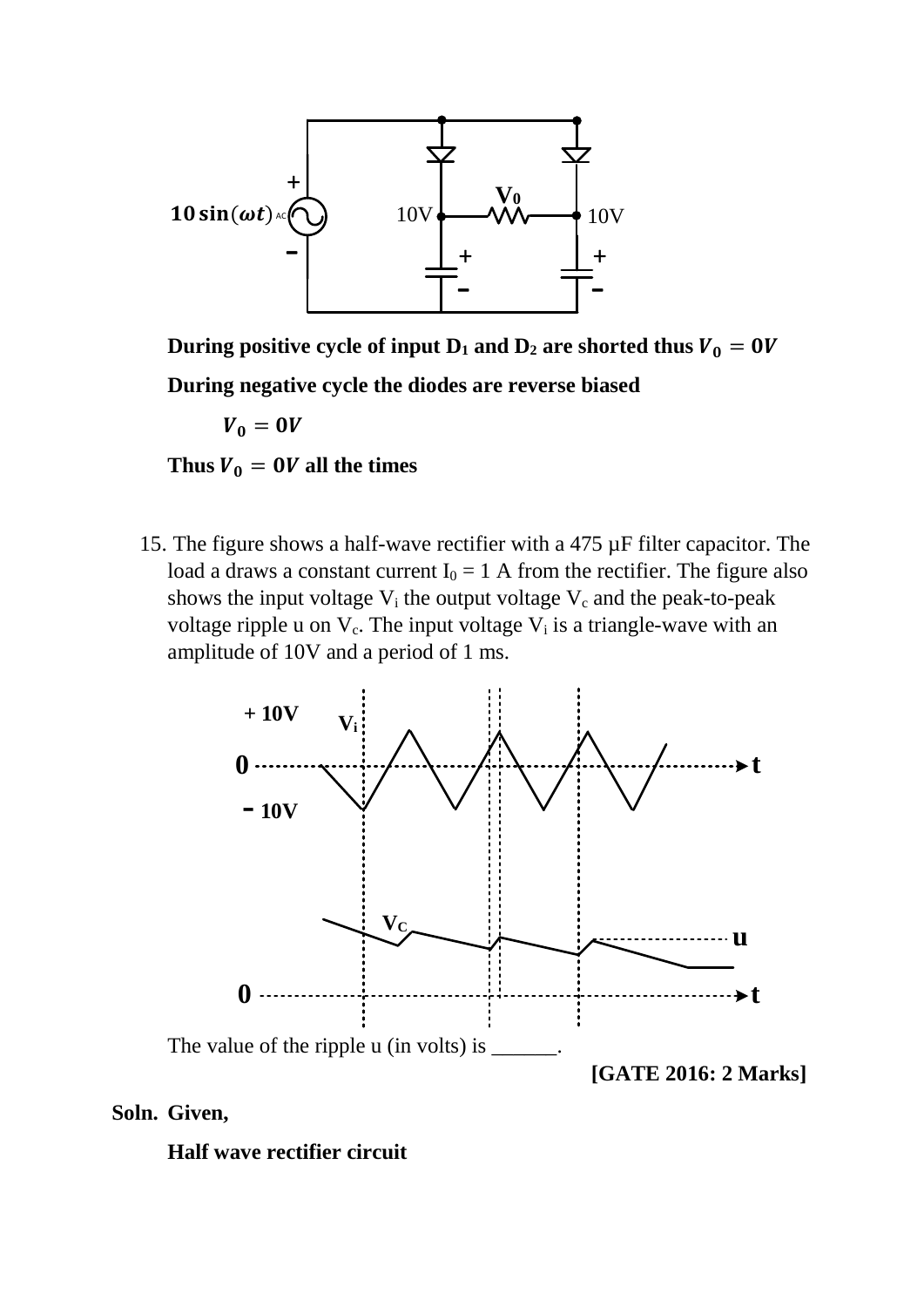During positive cycle of input $D_1$ and $D_2$ are shorted thus $V_0 = 0V$

**During negative cycle the diodes are reverse biased**

$$V_0 = 0V$$

**Thus $V_0 = 0V$ all the times**

15. The figure shows a half-wave rectifier with a 475 µF filter capacitor. The load a draws a constant current $I_0 = 1$ A from the rectifier. The figure also shows the input voltage $V_i$ the output voltage $V_c$ and the peak-to-peak voltage ripple u on $V_c$. The input voltage $V_i$ is a triangle-wave with an amplitude of 10V and a period of 1 ms.

The value of the ripple u (in volts) is ______.

**[GATE 2016: 2 Marks]**

**Soln. Given,**

**Half wave rectifier circuit**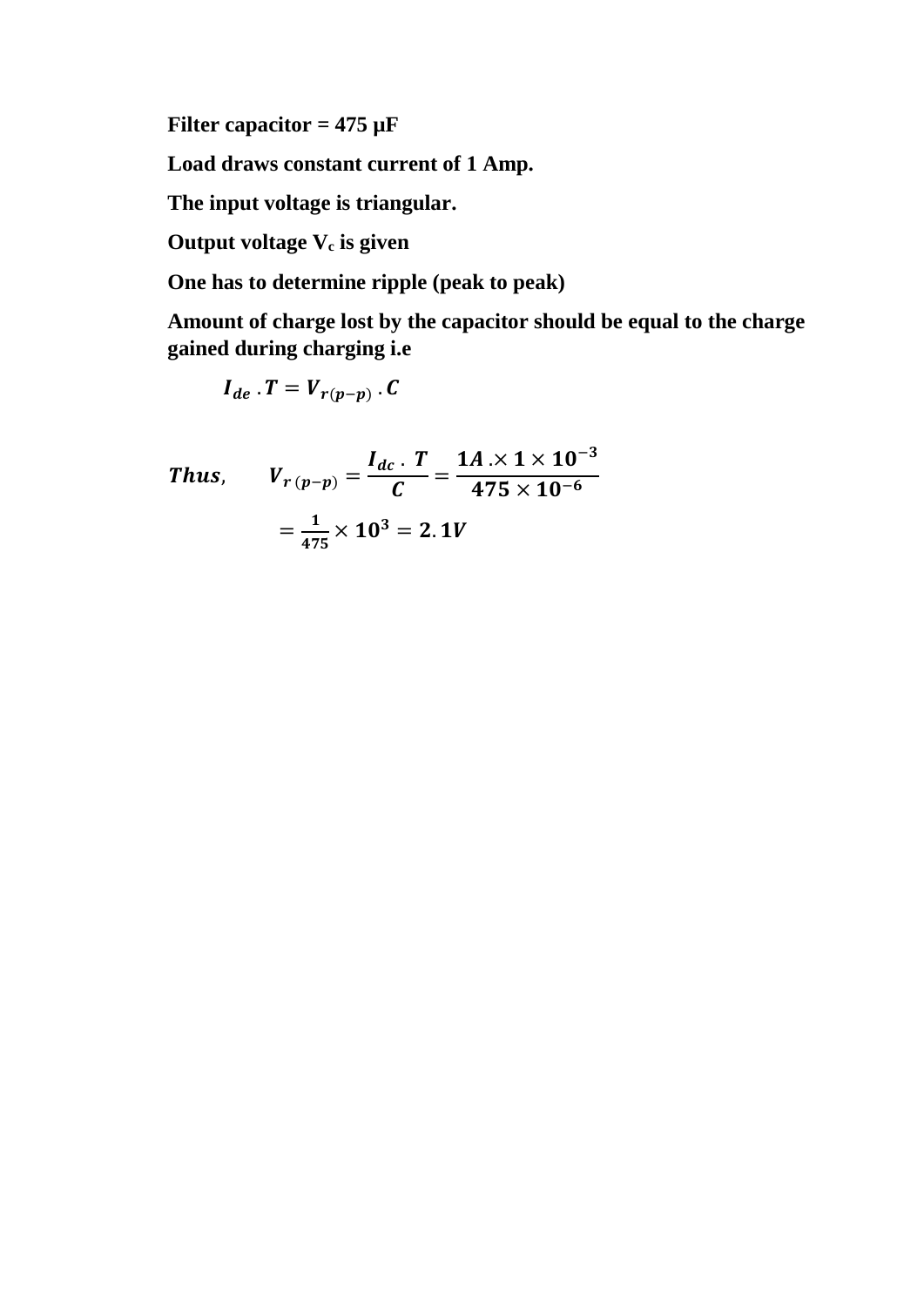**Filter capacitor = 475 μF**

**Load draws constant current of 1 Amp.**

**The input voltage is triangular.**

**Output voltage $V_c$ is given**

**One has to determine ripple (peak to peak)**

**Amount of charge lost by the capacitor should be equal to the charge gained during charging i.e**

$$I_{de} \cdot T = V_{r(p-p)} \cdot C$$

$$Thus, \quad V_{r\,(p-p)} = \frac{I_{dc} \cdot T}{C} = \frac{1A . \times 1 \times 10^{-3}}{475 \times 10^{-6}}$$

$$= \frac{1}{475} \times 10^{3} = 2.1V$$